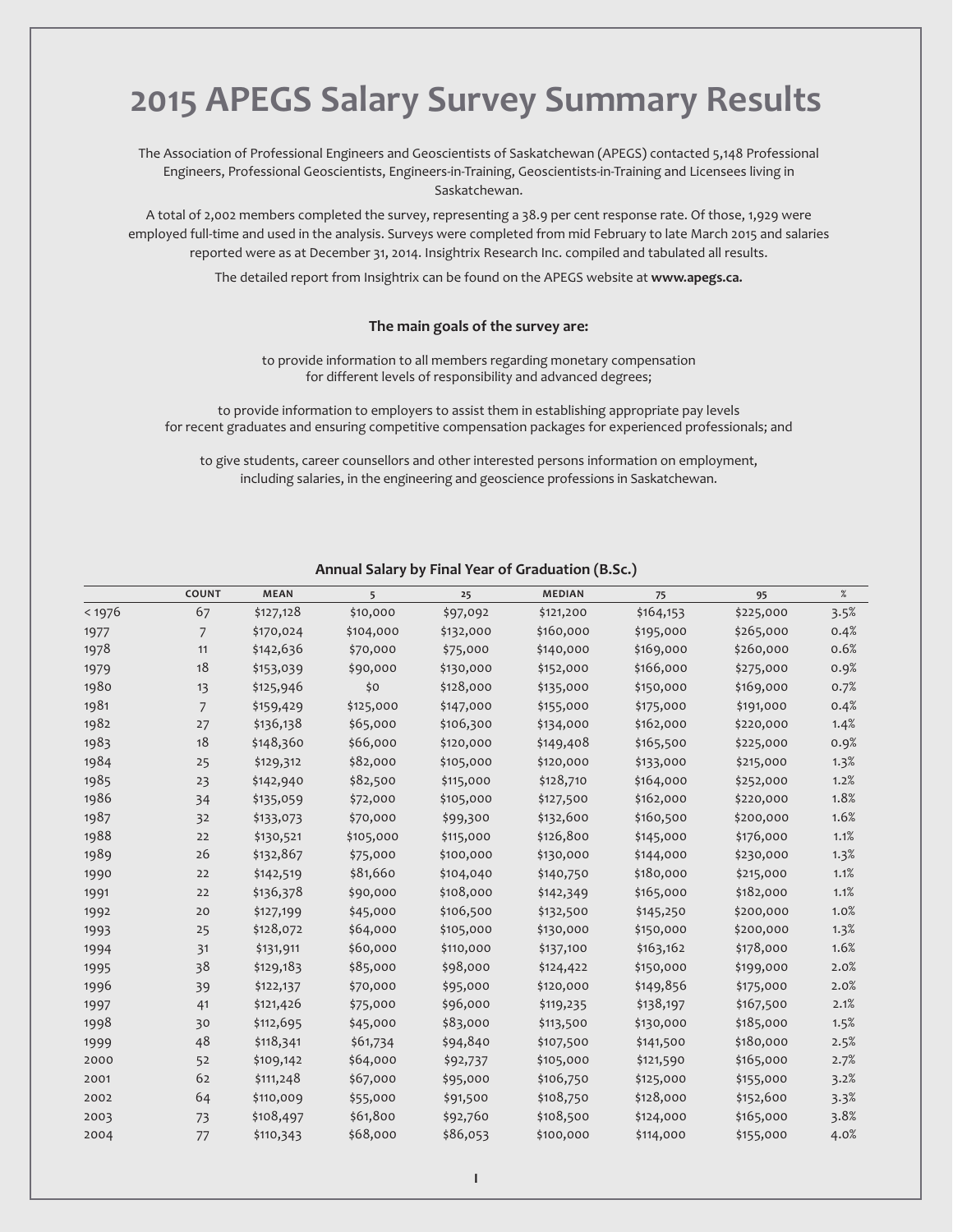# 2015 APEGS Salary Survey Summary Results

The Association of Professional Engineers and Geoscientists of Saskatchewan (APEGS) contacted 5,148 Professional Engineers, Professional Geoscientists, Engineers-in-Training, Geoscientists-in-Training and Licensees living in Saskatchewan.

A total of 2,002 members completed the survey, representing a 38.9 per cent response rate. Of those, 1,929 were employed full-time and used in the analysis. Surveys were completed from mid February to late March 2015 and salaries reported were as at December 31, 2014. Insightrix Research Inc. compiled and tabulated all results.

The detailed report from Insightrix can be found on the APEGS website at **www.apegs.ca.**

**The main goals of the survey are:**

to provide information to all members regarding monetary compensation for different levels of responsibility and advanced degrees;

to provide information to employers to assist them in establishing appropriate pay levels for recent graduates and ensuring competitive compensation packages for experienced professionals; and

to give students, career counsellors and other interested persons information on employment, including salaries, in the engineering and geoscience professions in Saskatchewan.

**Annual Salary by Final Year of Graduation (B.Sc.)**

| | COUNT | MEAN | 5 | 25 | MEDIAN | 75 | 95 | % |
|---|---|---|---|---|---|---|---|---|
| < 1976 | 67 | $127,128 | $10,000 | $97,092 | $121,200 | $164,153 | $225,000 | 3.5% |
| 1977 | 7 | $170,024 | $104,000 | $132,000 | $160,000 | $195,000 | $265,000 | 0.4% |
| 1978 | 11 | $142,636 | $70,000 | $75,000 | $140,000 | $169,000 | $260,000 | 0.6% |
| 1979 | 18 | $153,039 | $90,000 | $130,000 | $152,000 | $166,000 | $275,000 | 0.9% |
| 1980 | 13 | $125,946 | $0 | $128,000 | $135,000 | $150,000 | $169,000 | 0.7% |
| 1981 | 7 | $159,429 | $125,000 | $147,000 | $155,000 | $175,000 | $191,000 | 0.4% |
| 1982 | 27 | $136,138 | $65,000 | $106,300 | $134,000 | $162,000 | $220,000 | 1.4% |
| 1983 | 18 | $148,360 | $66,000 | $120,000 | $149,408 | $165,500 | $225,000 | 0.9% |
| 1984 | 25 | $129,312 | $82,000 | $105,000 | $120,000 | $133,000 | $215,000 | 1.3% |
| 1985 | 23 | $142,940 | $82,500 | $115,000 | $128,710 | $164,000 | $252,000 | 1.2% |
| 1986 | 34 | $135,059 | $72,000 | $105,000 | $127,500 | $162,000 | $220,000 | 1.8% |
| 1987 | 32 | $133,073 | $70,000 | $99,300 | $132,600 | $160,500 | $200,000 | 1.6% |
| 1988 | 22 | $130,521 | $105,000 | $115,000 | $126,800 | $145,000 | $176,000 | 1.1% |
| 1989 | 26 | $132,867 | $75,000 | $100,000 | $130,000 | $144,000 | $230,000 | 1.3% |
| 1990 | 22 | $142,519 | $81,660 | $104,040 | $140,750 | $180,000 | $215,000 | 1.1% |
| 1991 | 22 | $136,378 | $90,000 | $108,000 | $142,349 | $165,000 | $182,000 | 1.1% |
| 1992 | 20 | $127,199 | $45,000 | $106,500 | $132,500 | $145,250 | $200,000 | 1.0% |
| 1993 | 25 | $128,072 | $64,000 | $105,000 | $130,000 | $150,000 | $200,000 | 1.3% |
| 1994 | 31 | $131,911 | $60,000 | $110,000 | $137,100 | $163,162 | $178,000 | 1.6% |
| 1995 | 38 | $129,183 | $85,000 | $98,000 | $124,422 | $150,000 | $199,000 | 2.0% |
| 1996 | 39 | $122,137 | $70,000 | $95,000 | $120,000 | $149,856 | $175,000 | 2.0% |
| 1997 | 41 | $121,426 | $75,000 | $96,000 | $119,235 | $138,197 | $167,500 | 2.1% |
| 1998 | 30 | $112,695 | $45,000 | $83,000 | $113,500 | $130,000 | $185,000 | 1.5% |
| 1999 | 48 | $118,341 | $61,734 | $94,840 | $107,500 | $141,500 | $180,000 | 2.5% |
| 2000 | 52 | $109,142 | $64,000 | $92,737 | $105,000 | $121,590 | $165,000 | 2.7% |
| 2001 | 62 | $111,248 | $67,000 | $95,000 | $106,750 | $125,000 | $155,000 | 3.2% |
| 2002 | 64 | $110,009 | $55,000 | $91,500 | $108,750 | $128,000 | $152,600 | 3.3% |
| 2003 | 73 | $108,497 | $61,800 | $92,760 | $108,500 | $124,000 | $165,000 | 3.8% |
| 2004 | 77 | $110,343 | $68,000 | $86,053 | $100,000 | $114,000 | $155,000 | 4.0% |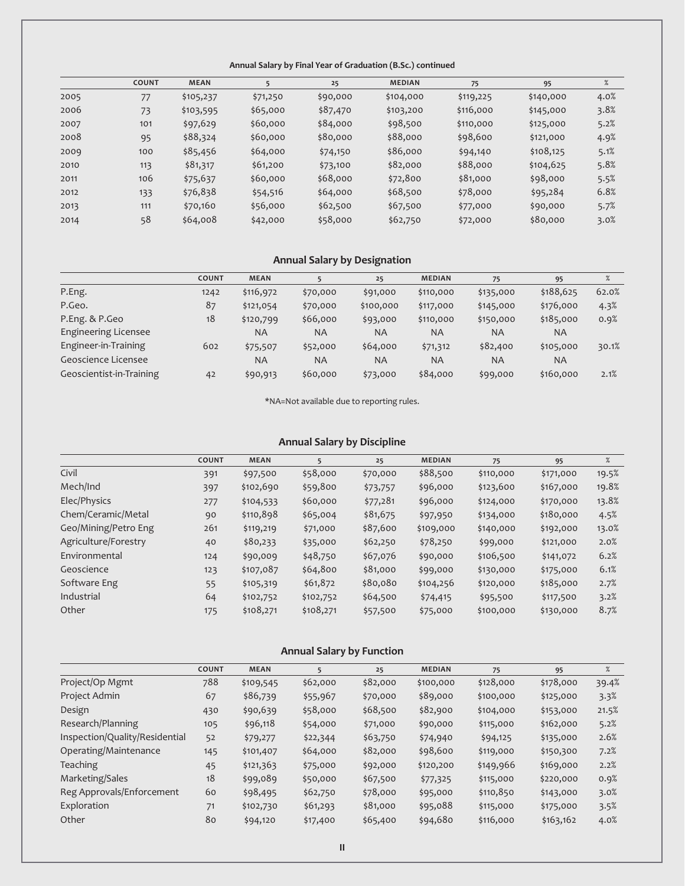### Annual Salary by Final Year of Graduation (B.Sc.) continued

| | COUNT | MEAN | 5 | 25 | MEDIAN | 75 | 95 | % |
|---|---|---|---|---|---|---|---|---|
| 2005 | 77 | $105,237 | $71,250 | $90,000 | $104,000 | $119,225 | $140,000 | 4.0% |
| 2006 | 73 | $103,595 | $65,000 | $87,470 | $103,200 | $116,000 | $145,000 | 3.8% |
| 2007 | 101 | $97,629 | $60,000 | $84,000 | $98,500 | $110,000 | $125,000 | 5.2% |
| 2008 | 95 | $88,324 | $60,000 | $80,000 | $88,000 | $98,600 | $121,000 | 4.9% |
| 2009 | 100 | $85,456 | $64,000 | $74,150 | $86,000 | $94,140 | $108,125 | 5.1% |
| 2010 | 113 | $81,317 | $61,200 | $73,100 | $82,000 | $88,000 | $104,625 | 5.8% |
| 2011 | 106 | $75,637 | $60,000 | $68,000 | $72,800 | $81,000 | $98,000 | 5.5% |
| 2012 | 133 | $76,838 | $54,516 | $64,000 | $68,500 | $78,000 | $95,284 | 6.8% |
| 2013 | 111 | $70,160 | $56,000 | $62,500 | $67,500 | $77,000 | $90,000 | 5.7% |
| 2014 | 58 | $64,008 | $42,000 | $58,000 | $62,750 | $72,000 | $80,000 | 3.0% |

### Annual Salary by Designation

| | COUNT | MEAN | 5 | 25 | MEDIAN | 75 | 95 | % |
|---|---|---|---|---|---|---|---|---|
| P.Eng. | 1242 | $116,972 | $70,000 | $91,000 | $110,000 | $135,000 | $188,625 | 62.0% |
| P.Geo. | 87 | $121,054 | $70,000 | $100,000 | $117,000 | $145,000 | $176,000 | 4.3% |
| P.Eng. & P.Geo | 18 | $120,799 | $66,000 | $93,000 | $110,000 | $150,000 | $185,000 | 0.9% |
| Engineering Licensee | | NA | NA | NA | NA | NA | NA | |
| Engineer-in-Training | 602 | $75,507 | $52,000 | $64,000 | $71,312 | $82,400 | $105,000 | 30.1% |
| Geoscience Licensee | | NA | NA | NA | NA | NA | NA | |
| Geoscientist-in-Training | 42 | $90,913 | $60,000 | $73,000 | $84,000 | $99,000 | $160,000 | 2.1% |

*NA=Not available due to reporting rules.

### Annual Salary by Discipline

| | COUNT | MEAN | 5 | 25 | MEDIAN | 75 | 95 | % |
|---|---|---|---|---|---|---|---|---|
| Civil | 391 | $97,500 | $58,000 | $70,000 | $88,500 | $110,000 | $171,000 | 19.5% |
| Mech/Ind | 397 | $102,690 | $59,800 | $73,757 | $96,000 | $123,600 | $167,000 | 19.8% |
| Elec/Physics | 277 | $104,533 | $60,000 | $77,281 | $96,000 | $124,000 | $170,000 | 13.8% |
| Chem/Ceramic/Metal | 90 | $110,898 | $65,004 | $81,675 | $97,950 | $134,000 | $180,000 | 4.5% |
| Geo/Mining/Petro Eng | 261 | $119,219 | $71,000 | $87,600 | $109,000 | $140,000 | $192,000 | 13.0% |
| Agriculture/Forestry | 40 | $80,233 | $35,000 | $62,250 | $78,250 | $99,000 | $121,000 | 2.0% |
| Environmental | 124 | $90,009 | $48,750 | $67,076 | $90,000 | $106,500 | $141,072 | 6.2% |
| Geoscience | 123 | $107,087 | $64,800 | $81,000 | $99,000 | $130,000 | $175,000 | 6.1% |
| Software Eng | 55 | $105,319 | $61,872 | $80,080 | $104,256 | $120,000 | $185,000 | 2.7% |
| Industrial | 64 | $102,752 | $102,752 | $64,500 | $74,415 | $95,500 | $117,500 | 3.2% |
| Other | 175 | $108,271 | $108,271 | $57,500 | $75,000 | $100,000 | $130,000 | 8.7% |

### Annual Salary by Function

| | COUNT | MEAN | 5 | 25 | MEDIAN | 75 | 95 | % |
|---|---|---|---|---|---|---|---|---|
| Project/Op Mgmt | 788 | $109,545 | $62,000 | $82,000 | $100,000 | $128,000 | $178,000 | 39.4% |
| Project Admin | 67 | $86,739 | $55,967 | $70,000 | $89,000 | $100,000 | $125,000 | 3.3% |
| Design | 430 | $90,639 | $58,000 | $68,500 | $82,900 | $104,000 | $153,000 | 21.5% |
| Research/Planning | 105 | $96,118 | $54,000 | $71,000 | $90,000 | $115,000 | $162,000 | 5.2% |
| Inspection/Quality/Residential | 52 | $79,277 | $22,344 | $63,750 | $74,940 | $94,125 | $135,000 | 2.6% |
| Operating/Maintenance | 145 | $101,407 | $64,000 | $82,000 | $98,600 | $119,000 | $150,300 | 7.2% |
| Teaching | 45 | $121,363 | $75,000 | $92,000 | $120,200 | $149,966 | $169,000 | 2.2% |
| Marketing/Sales | 18 | $99,089 | $50,000 | $67,500 | $77,325 | $115,000 | $220,000 | 0.9% |
| Reg Approvals/Enforcement | 60 | $98,495 | $62,750 | $78,000 | $95,000 | $110,850 | $143,000 | 3.0% |
| Exploration | 71 | $102,730 | $61,293 | $81,000 | $95,088 | $115,000 | $175,000 | 3.5% |
| Other | 80 | $94,120 | $17,400 | $65,400 | $94,680 | $116,000 | $163,162 | 4.0% |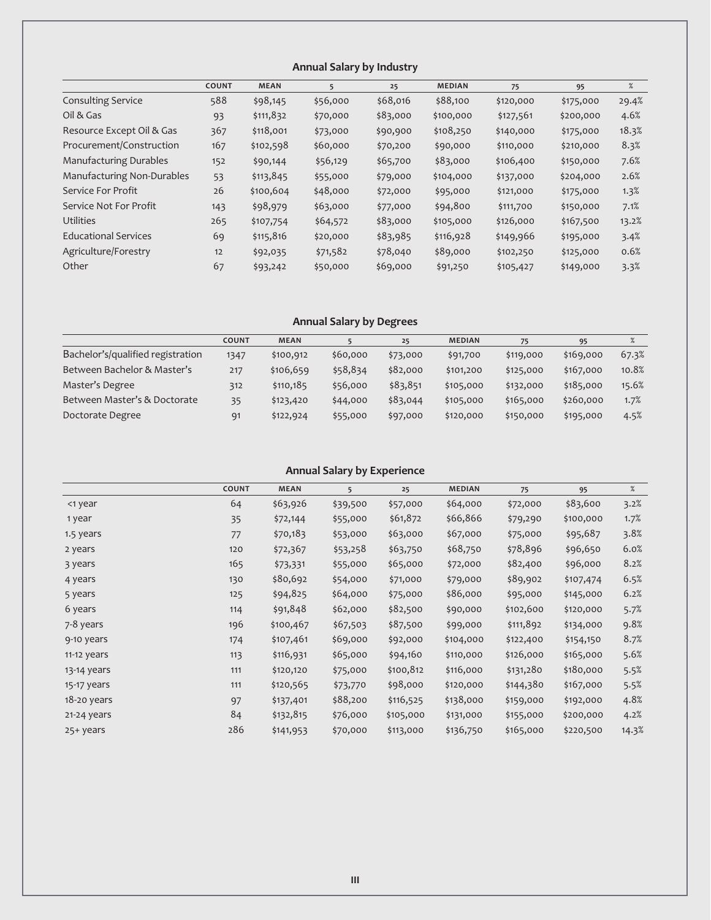## Annual Salary by Industry

| | COUNT | MEAN | 5 | 25 | MEDIAN | 75 | 95 | % |
|---|---|---|---|---|---|---|---|---|
| Consulting Service | 588 | $98,145 | $56,000 | $68,016 | $88,100 | $120,000 | $175,000 | 29.4% |
| Oil & Gas | 93 | $111,832 | $70,000 | $83,000 | $100,000 | $127,561 | $200,000 | 4.6% |
| Resource Except Oil & Gas | 367 | $118,001 | $73,000 | $90,900 | $108,250 | $140,000 | $175,000 | 18.3% |
| Procurement/Construction | 167 | $102,598 | $60,000 | $70,200 | $90,000 | $110,000 | $210,000 | 8.3% |
| Manufacturing Durables | 152 | $90,144 | $56,129 | $65,700 | $83,000 | $106,400 | $150,000 | 7.6% |
| Manufacturing Non-Durables | 53 | $113,845 | $55,000 | $79,000 | $104,000 | $137,000 | $204,000 | 2.6% |
| Service For Profit | 26 | $100,604 | $48,000 | $72,000 | $95,000 | $121,000 | $175,000 | 1.3% |
| Service Not For Profit | 143 | $98,979 | $63,000 | $77,000 | $94,800 | $111,700 | $150,000 | 7.1% |
| Utilities | 265 | $107,754 | $64,572 | $83,000 | $105,000 | $126,000 | $167,500 | 13.2% |
| Educational Services | 69 | $115,816 | $20,000 | $83,985 | $116,928 | $149,966 | $195,000 | 3.4% |
| Agriculture/Forestry | 12 | $92,035 | $71,582 | $78,040 | $89,000 | $102,250 | $125,000 | 0.6% |
| Other | 67 | $93,242 | $50,000 | $69,000 | $91,250 | $105,427 | $149,000 | 3.3% |

## Annual Salary by Degrees

| | COUNT | MEAN | 5 | 25 | MEDIAN | 75 | 95 | % |
|---|---|---|---|---|---|---|---|---|
| Bachelor's/qualified registration | 1347 | $100,912 | $60,000 | $73,000 | $91,700 | $119,000 | $169,000 | 67.3% |
| Between Bachelor & Master's | 217 | $106,659 | $58,834 | $82,000 | $101,200 | $125,000 | $167,000 | 10.8% |
| Master's Degree | 312 | $110,185 | $56,000 | $83,851 | $105,000 | $132,000 | $185,000 | 15.6% |
| Between Master's & Doctorate | 35 | $123,420 | $44,000 | $83,044 | $105,000 | $165,000 | $260,000 | 1.7% |
| Doctorate Degree | 91 | $122,924 | $55,000 | $97,000 | $120,000 | $150,000 | $195,000 | 4.5% |

## Annual Salary by Experience

| | COUNT | MEAN | 5 | 25 | MEDIAN | 75 | 95 | % |
|---|---|---|---|---|---|---|---|---|
| <1 year | 64 | $63,926 | $39,500 | $57,000 | $64,000 | $72,000 | $83,600 | 3.2% |
| 1 year | 35 | $72,144 | $55,000 | $61,872 | $66,866 | $79,290 | $100,000 | 1.7% |
| 1.5 years | 77 | $70,183 | $53,000 | $63,000 | $67,000 | $75,000 | $95,687 | 3.8% |
| 2 years | 120 | $72,367 | $53,258 | $63,750 | $68,750 | $78,896 | $96,650 | 6.0% |
| 3 years | 165 | $73,331 | $55,000 | $65,000 | $72,000 | $82,400 | $96,000 | 8.2% |
| 4 years | 130 | $80,692 | $54,000 | $71,000 | $79,000 | $89,902 | $107,474 | 6.5% |
| 5 years | 125 | $94,825 | $64,000 | $75,000 | $86,000 | $95,000 | $145,000 | 6.2% |
| 6 years | 114 | $91,848 | $62,000 | $82,500 | $90,000 | $102,600 | $120,000 | 5.7% |
| 7-8 years | 196 | $100,467 | $67,503 | $87,500 | $99,000 | $111,892 | $134,000 | 9.8% |
| 9-10 years | 174 | $107,461 | $69,000 | $92,000 | $104,000 | $122,400 | $154,150 | 8.7% |
| 11-12 years | 113 | $116,931 | $65,000 | $94,160 | $110,000 | $126,000 | $165,000 | 5.6% |
| 13-14 years | 111 | $120,120 | $75,000 | $100,812 | $116,000 | $131,280 | $180,000 | 5.5% |
| 15-17 years | 111 | $120,565 | $73,770 | $98,000 | $120,000 | $144,380 | $167,000 | 5.5% |
| 18-20 years | 97 | $137,401 | $88,200 | $116,525 | $138,000 | $159,000 | $192,000 | 4.8% |
| 21-24 years | 84 | $132,815 | $76,000 | $105,000 | $131,000 | $155,000 | $200,000 | 4.2% |
| 25+ years | 286 | $141,953 | $70,000 | $113,000 | $136,750 | $165,000 | $220,500 | 14.3% |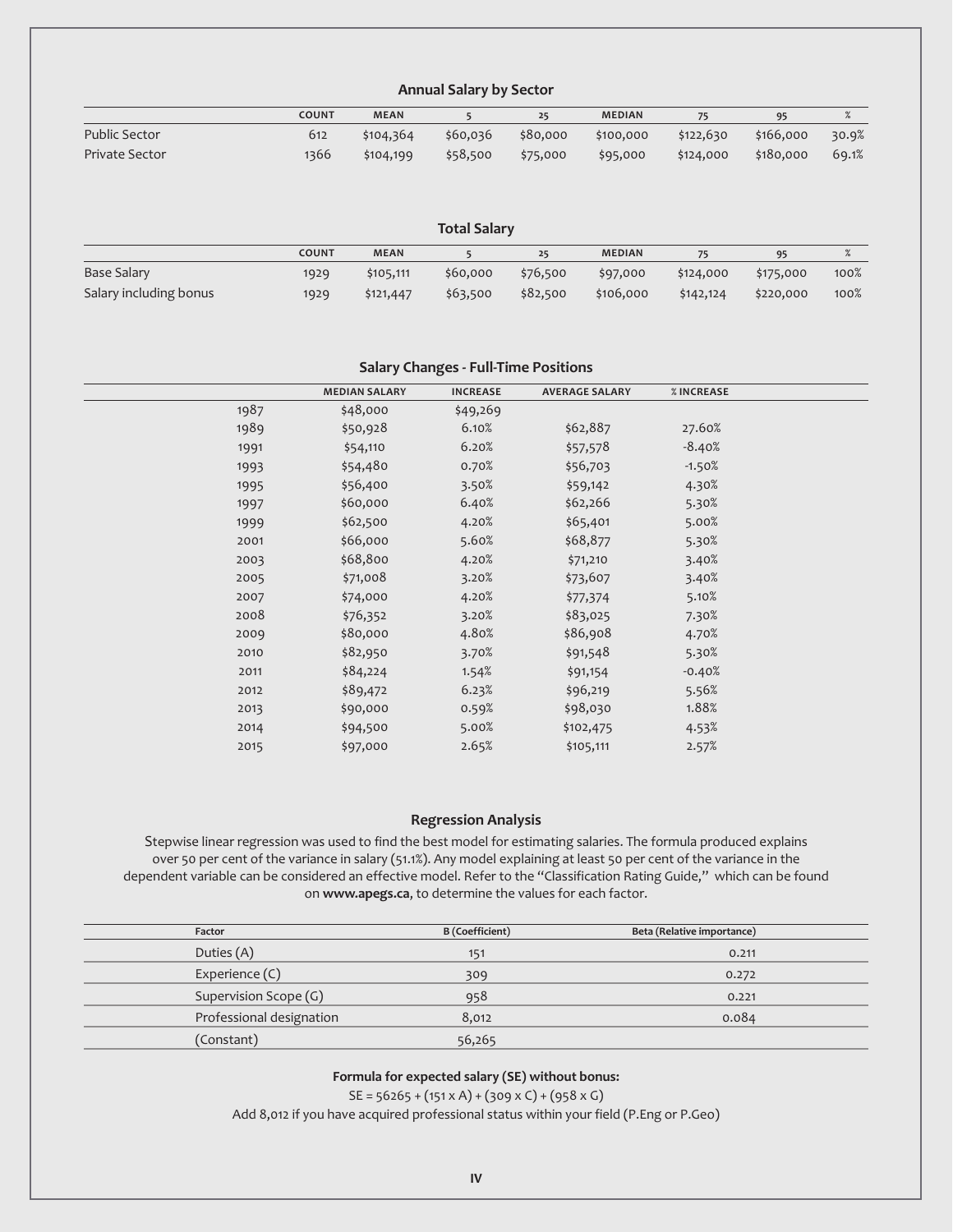### Annual Salary by Sector

| | COUNT | MEAN | 5 | 25 | MEDIAN | 75 | 95 | % |
|---|---|---|---|---|---|---|---|---|
| Public Sector | 612 | $104,364 | $60,036 | $80,000 | $100,000 | $122,630 | $166,000 | 30.9% |
| Private Sector | 1366 | $104,199 | $58,500 | $75,000 | $95,000 | $124,000 | $180,000 | 69.1% |

### Total Salary

| | COUNT | MEAN | 5 | 25 | MEDIAN | 75 | 95 | % |
|---|---|---|---|---|---|---|---|---|
| Base Salary | 1929 | $105,111 | $60,000 | $76,500 | $97,000 | $124,000 | $175,000 | 100% |
| Salary including bonus | 1929 | $121,447 | $63,500 | $82,500 | $106,000 | $142,124 | $220,000 | 100% |

### Salary Changes - Full-Time Positions

| | MEDIAN SALARY | INCREASE | AVERAGE SALARY | % INCREASE |
|---|---|---|---|---|
| 1987 | $48,000 | $49,269 | | |
| 1989 | $50,928 | 6.10% | $62,887 | 27.60% |
| 1991 | $54,110 | 6.20% | $57,578 | -8.40% |
| 1993 | $54,480 | 0.70% | $56,703 | -1.50% |
| 1995 | $56,400 | 3.50% | $59,142 | 4.30% |
| 1997 | $60,000 | 6.40% | $62,266 | 5.30% |
| 1999 | $62,500 | 4.20% | $65,401 | 5.00% |
| 2001 | $66,000 | 5.60% | $68,877 | 5.30% |
| 2003 | $68,800 | 4.20% | $71,210 | 3.40% |
| 2005 | $71,008 | 3.20% | $73,607 | 3.40% |
| 2007 | $74,000 | 4.20% | $77,374 | 5.10% |
| 2008 | $76,352 | 3.20% | $83,025 | 7.30% |
| 2009 | $80,000 | 4.80% | $86,908 | 4.70% |
| 2010 | $82,950 | 3.70% | $91,548 | 5.30% |
| 2011 | $84,224 | 1.54% | $91,154 | -0.40% |
| 2012 | $89,472 | 6.23% | $96,219 | 5.56% |
| 2013 | $90,000 | 0.59% | $98,030 | 1.88% |
| 2014 | $94,500 | 5.00% | $102,475 | 4.53% |
| 2015 | $97,000 | 2.65% | $105,111 | 2.57% |

### Regression Analysis

Stepwise linear regression was used to find the best model for estimating salaries. The formula produced explains over 50 per cent of the variance in salary (51.1%). Any model explaining at least 50 per cent of the variance in the dependent variable can be considered an effective model. Refer to the "Classification Rating Guide," which can be found on **www.apegs.ca**, to determine the values for each factor.

| Factor | B (Coefficient) | Beta (Relative importance) |
|---|---|---|
| Duties (A) | 151 | 0.211 |
| Experience (C) | 309 | 0.272 |
| Supervision Scope (G) | 958 | 0.221 |
| Professional designation | 8,012 | 0.084 |
| (Constant) | 56,265 | |

**Formula for expected salary (SE) without bonus:**

$$SE = 56265 + (151 \times A) + (309 \times C) + (958 \times G)$$

Add 8,012 if you have acquired professional status within your field (P.Eng or P.Geo)